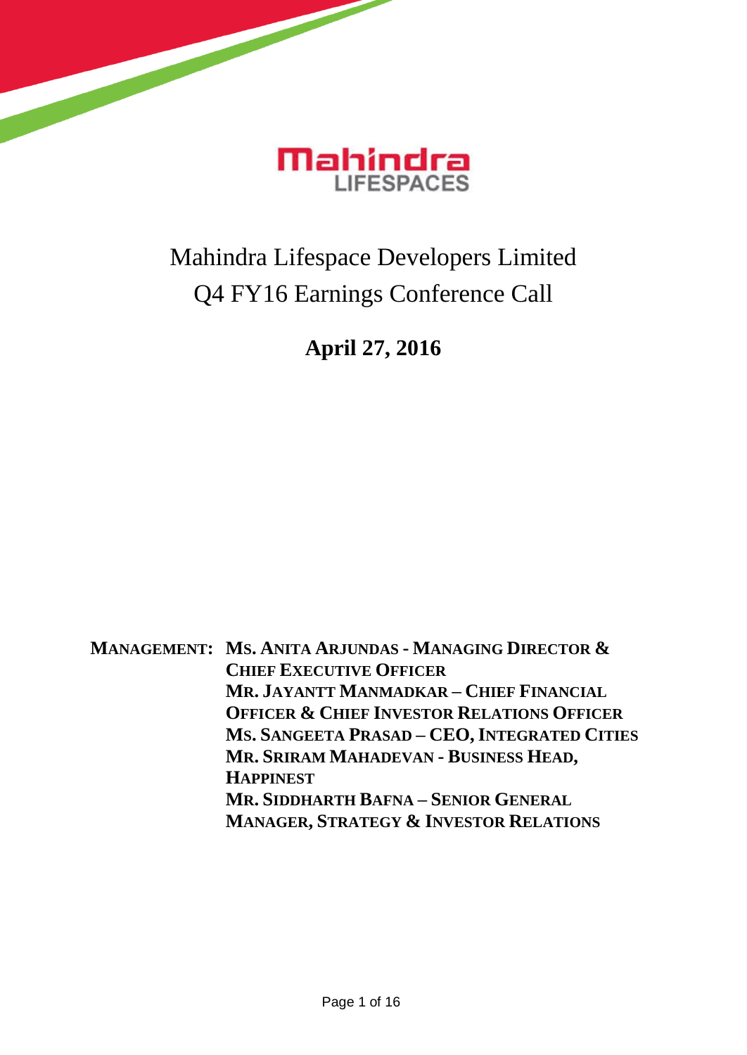Mahindra LIFESPACES

# Mahindra Lifespace Developers Limited
# Q4 FY16 Earnings Conference Call

**April 27, 2016**

**MANAGEMENT:**
**MS. ANITA ARJUNDAS - MANAGING DIRECTOR & CHIEF EXECUTIVE OFFICER**
**MR. JAYANTT MANMADKAR – CHIEF FINANCIAL OFFICER & CHIEF INVESTOR RELATIONS OFFICER**
**MS. SANGEETA PRASAD – CEO, INTEGRATED CITIES**
**MR. SRIRAM MAHADEVAN - BUSINESS HEAD, HAPPINEST**
**MR. SIDDHARTH BAFNA – SENIOR GENERAL MANAGER, STRATEGY & INVESTOR RELATIONS**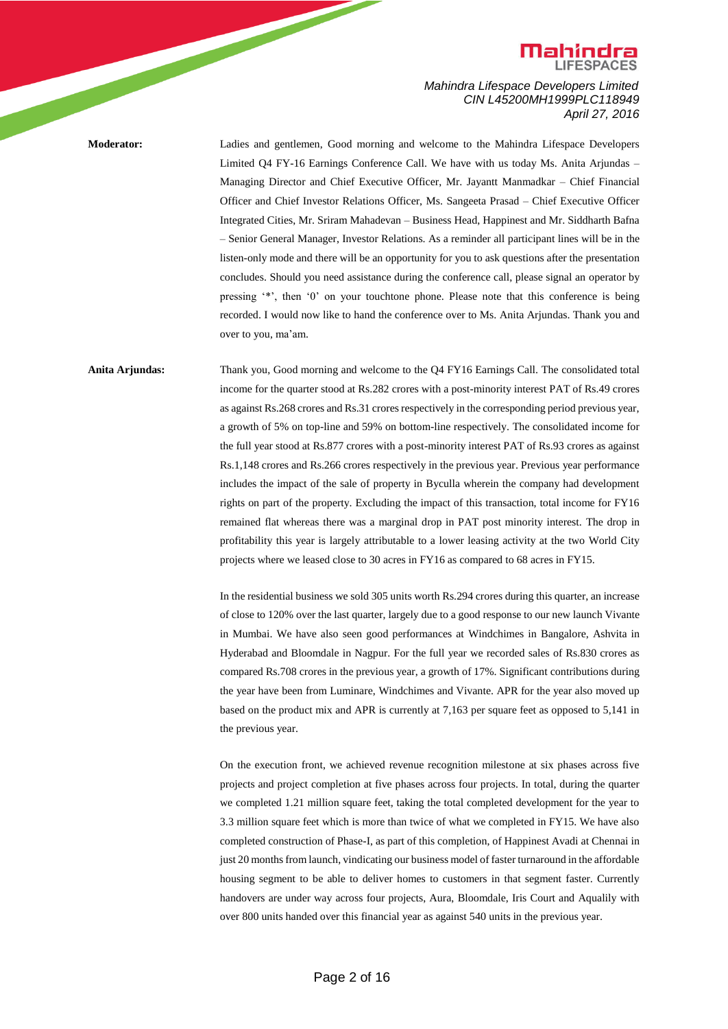**Moderator:** Ladies and gentlemen, Good morning and welcome to the Mahindra Lifespace Developers Limited Q4 FY-16 Earnings Conference Call. We have with us today Ms. Anita Arjundas – Managing Director and Chief Executive Officer, Mr. Jayantt Manmadkar – Chief Financial Officer and Chief Investor Relations Officer, Ms. Sangeeta Prasad – Chief Executive Officer Integrated Cities, Mr. Sriram Mahadevan – Business Head, Happinest and Mr. Siddharth Bafna – Senior General Manager, Investor Relations. As a reminder all participant lines will be in the listen-only mode and there will be an opportunity for you to ask questions after the presentation concludes. Should you need assistance during the conference call, please signal an operator by pressing '*', then '0' on your touchtone phone. Please note that this conference is being recorded. I would now like to hand the conference over to Ms. Anita Arjundas. Thank you and over to you, ma'am.

**Anita Arjundas:** Thank you, Good morning and welcome to the Q4 FY16 Earnings Call. The consolidated total income for the quarter stood at Rs.282 crores with a post-minority interest PAT of Rs.49 crores as against Rs.268 crores and Rs.31 crores respectively in the corresponding period previous year, a growth of 5% on top-line and 59% on bottom-line respectively. The consolidated income for the full year stood at Rs.877 crores with a post-minority interest PAT of Rs.93 crores as against Rs.1,148 crores and Rs.266 crores respectively in the previous year. Previous year performance includes the impact of the sale of property in Byculla wherein the company had development rights on part of the property. Excluding the impact of this transaction, total income for FY16 remained flat whereas there was a marginal drop in PAT post minority interest. The drop in profitability this year is largely attributable to a lower leasing activity at the two World City projects where we leased close to 30 acres in FY16 as compared to 68 acres in FY15.

In the residential business we sold 305 units worth Rs.294 crores during this quarter, an increase of close to 120% over the last quarter, largely due to a good response to our new launch Vivante in Mumbai. We have also seen good performances at Windchimes in Bangalore, Ashvita in Hyderabad and Bloomdale in Nagpur. For the full year we recorded sales of Rs.830 crores as compared Rs.708 crores in the previous year, a growth of 17%. Significant contributions during the year have been from Luminare, Windchimes and Vivante. APR for the year also moved up based on the product mix and APR is currently at 7,163 per square feet as opposed to 5,141 in the previous year.

On the execution front, we achieved revenue recognition milestone at six phases across five projects and project completion at five phases across four projects. In total, during the quarter we completed 1.21 million square feet, taking the total completed development for the year to 3.3 million square feet which is more than twice of what we completed in FY15. We have also completed construction of Phase-I, as part of this completion, of Happinest Avadi at Chennai in just 20 months from launch, vindicating our business model of faster turnaround in the affordable housing segment to be able to deliver homes to customers in that segment faster. Currently handovers are under way across four projects, Aura, Bloomdale, Iris Court and Aqualily with over 800 units handed over this financial year as against 540 units in the previous year.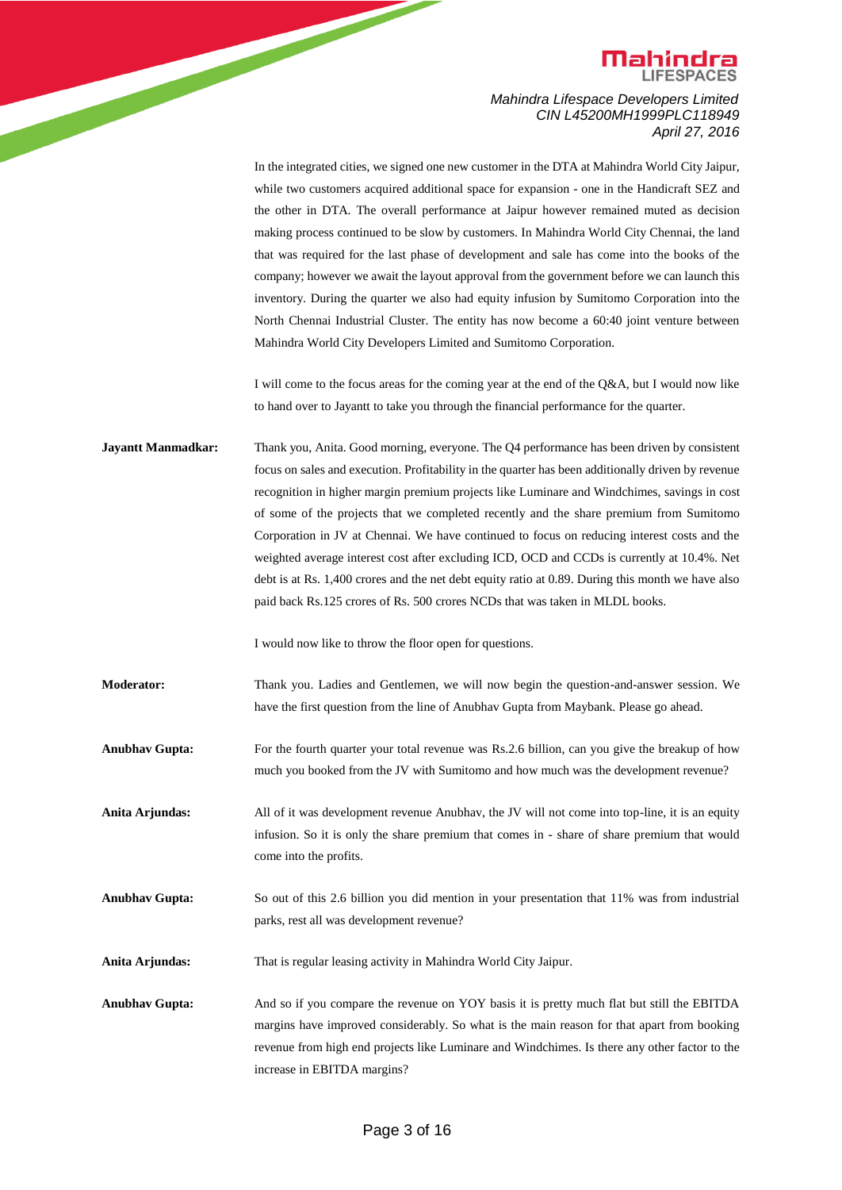In the integrated cities, we signed one new customer in the DTA at Mahindra World City Jaipur, while two customers acquired additional space for expansion - one in the Handicraft SEZ and the other in DTA. The overall performance at Jaipur however remained muted as decision making process continued to be slow by customers. In Mahindra World City Chennai, the land that was required for the last phase of development and sale has come into the books of the company; however we await the layout approval from the government before we can launch this inventory. During the quarter we also had equity infusion by Sumitomo Corporation into the North Chennai Industrial Cluster. The entity has now become a 60:40 joint venture between Mahindra World City Developers Limited and Sumitomo Corporation.

I will come to the focus areas for the coming year at the end of the Q&A, but I would now like to hand over to Jayantt to take you through the financial performance for the quarter.

**Jayantt Manmadkar:** Thank you, Anita. Good morning, everyone. The Q4 performance has been driven by consistent focus on sales and execution. Profitability in the quarter has been additionally driven by revenue recognition in higher margin premium projects like Luminare and Windchimes, savings in cost of some of the projects that we completed recently and the share premium from Sumitomo Corporation in JV at Chennai. We have continued to focus on reducing interest costs and the weighted average interest cost after excluding ICD, OCD and CCDs is currently at 10.4%. Net debt is at Rs. 1,400 crores and the net debt equity ratio at 0.89. During this month we have also paid back Rs.125 crores of Rs. 500 crores NCDs that was taken in MLDL books.

I would now like to throw the floor open for questions.

**Moderator:** Thank you. Ladies and Gentlemen, we will now begin the question-and-answer session. We have the first question from the line of Anubhav Gupta from Maybank. Please go ahead.

**Anubhav Gupta:** For the fourth quarter your total revenue was Rs.2.6 billion, can you give the breakup of how much you booked from the JV with Sumitomo and how much was the development revenue?

**Anita Arjundas:** All of it was development revenue Anubhav, the JV will not come into top-line, it is an equity infusion. So it is only the share premium that comes in - share of share premium that would come into the profits.

**Anubhav Gupta:** So out of this 2.6 billion you did mention in your presentation that 11% was from industrial parks, rest all was development revenue?

**Anita Arjundas:** That is regular leasing activity in Mahindra World City Jaipur.

**Anubhav Gupta:** And so if you compare the revenue on YOY basis it is pretty much flat but still the EBITDA margins have improved considerably. So what is the main reason for that apart from booking revenue from high end projects like Luminare and Windchimes. Is there any other factor to the increase in EBITDA margins?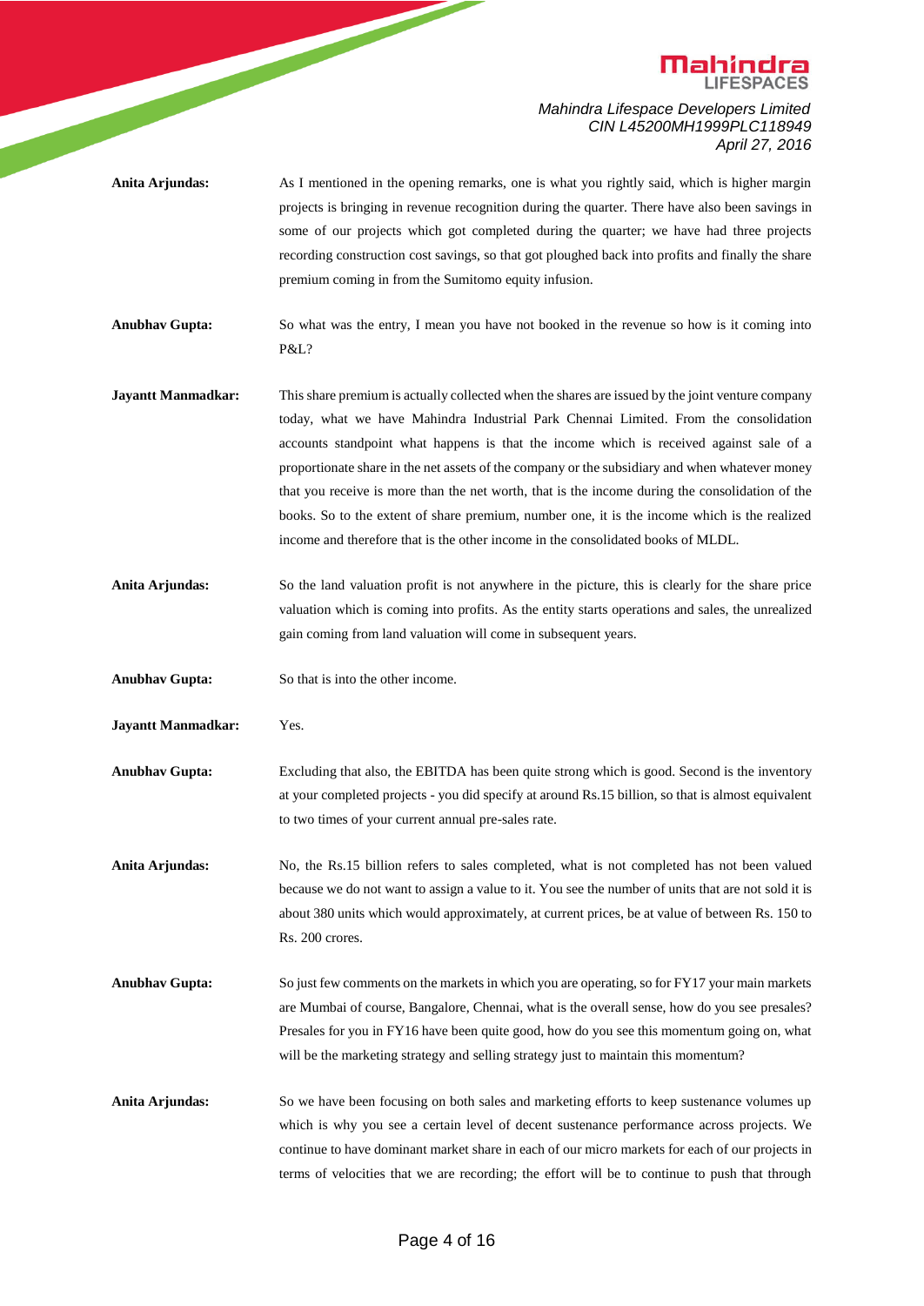**Anita Arjundas:** As I mentioned in the opening remarks, one is what you rightly said, which is higher margin projects is bringing in revenue recognition during the quarter. There have also been savings in some of our projects which got completed during the quarter; we have had three projects recording construction cost savings, so that got ploughed back into profits and finally the share premium coming in from the Sumitomo equity infusion.

**Anubhav Gupta:** So what was the entry, I mean you have not booked in the revenue so how is it coming into P&L?

**Jayantt Manmadkar:** This share premium is actually collected when the shares are issued by the joint venture company today, what we have Mahindra Industrial Park Chennai Limited. From the consolidation accounts standpoint what happens is that the income which is received against sale of a proportionate share in the net assets of the company or the subsidiary and when whatever money that you receive is more than the net worth, that is the income during the consolidation of the books. So to the extent of share premium, number one, it is the income which is the realized income and therefore that is the other income in the consolidated books of MLDL.

**Anita Arjundas:** So the land valuation profit is not anywhere in the picture, this is clearly for the share price valuation which is coming into profits. As the entity starts operations and sales, the unrealized gain coming from land valuation will come in subsequent years.

**Anubhav Gupta:** So that is into the other income.

**Jayantt Manmadkar:** Yes.

**Anubhav Gupta:** Excluding that also, the EBITDA has been quite strong which is good. Second is the inventory at your completed projects - you did specify at around Rs.15 billion, so that is almost equivalent to two times of your current annual pre-sales rate.

**Anita Arjundas:** No, the Rs.15 billion refers to sales completed, what is not completed has not been valued because we do not want to assign a value to it. You see the number of units that are not sold it is about 380 units which would approximately, at current prices, be at value of between Rs. 150 to Rs. 200 crores.

**Anubhav Gupta:** So just few comments on the markets in which you are operating, so for FY17 your main markets are Mumbai of course, Bangalore, Chennai, what is the overall sense, how do you see presales? Presales for you in FY16 have been quite good, how do you see this momentum going on, what will be the marketing strategy and selling strategy just to maintain this momentum?

**Anita Arjundas:** So we have been focusing on both sales and marketing efforts to keep sustenance volumes up which is why you see a certain level of decent sustenance performance across projects. We continue to have dominant market share in each of our micro markets for each of our projects in terms of velocities that we are recording; the effort will be to continue to push that through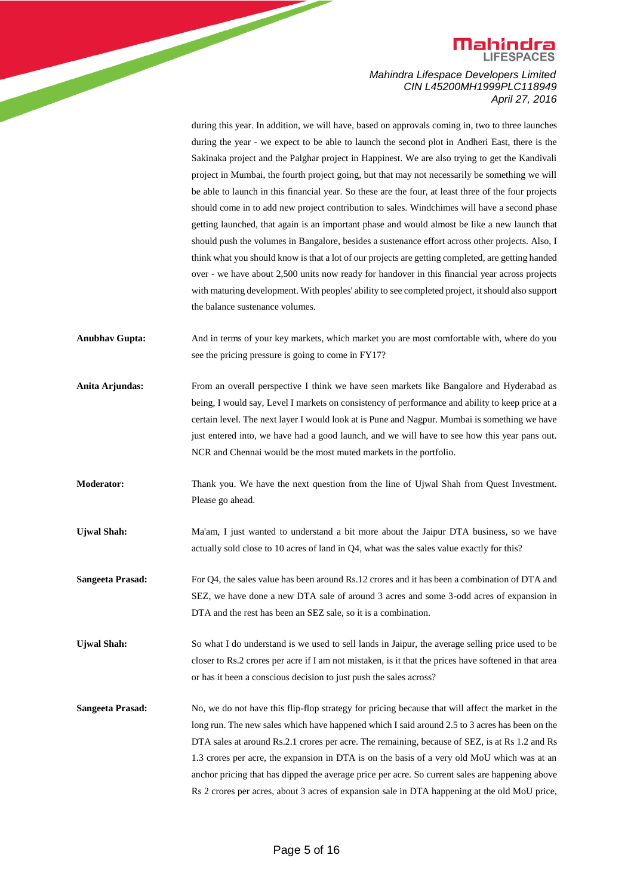during this year. In addition, we will have, based on approvals coming in, two to three launches during the year - we expect to be able to launch the second plot in Andheri East, there is the Sakinaka project and the Palghar project in Happinest. We are also trying to get the Kandivali project in Mumbai, the fourth project going, but that may not necessarily be something we will be able to launch in this financial year. So these are the four, at least three of the four projects should come in to add new project contribution to sales. Windchimes will have a second phase getting launched, that again is an important phase and would almost be like a new launch that should push the volumes in Bangalore, besides a sustenance effort across other projects. Also, I think what you should know is that a lot of our projects are getting completed, are getting handed over - we have about 2,500 units now ready for handover in this financial year across projects with maturing development. With peoples' ability to see completed project, it should also support the balance sustenance volumes.

**Anubhav Gupta:** And in terms of your key markets, which market you are most comfortable with, where do you see the pricing pressure is going to come in FY17?

**Anita Arjundas:** From an overall perspective I think we have seen markets like Bangalore and Hyderabad as being, I would say, Level I markets on consistency of performance and ability to keep price at a certain level. The next layer I would look at is Pune and Nagpur. Mumbai is something we have just entered into, we have had a good launch, and we will have to see how this year pans out. NCR and Chennai would be the most muted markets in the portfolio.

**Moderator:** Thank you. We have the next question from the line of Ujwal Shah from Quest Investment. Please go ahead.

**Ujwal Shah:** Ma'am, I just wanted to understand a bit more about the Jaipur DTA business, so we have actually sold close to 10 acres of land in Q4, what was the sales value exactly for this?

**Sangeeta Prasad:** For Q4, the sales value has been around Rs.12 crores and it has been a combination of DTA and SEZ, we have done a new DTA sale of around 3 acres and some 3-odd acres of expansion in DTA and the rest has been an SEZ sale, so it is a combination.

**Ujwal Shah:** So what I do understand is we used to sell lands in Jaipur, the average selling price used to be closer to Rs.2 crores per acre if I am not mistaken, is it that the prices have softened in that area or has it been a conscious decision to just push the sales across?

**Sangeeta Prasad:** No, we do not have this flip-flop strategy for pricing because that will affect the market in the long run. The new sales which have happened which I said around 2.5 to 3 acres has been on the DTA sales at around Rs.2.1 crores per acre. The remaining, because of SEZ, is at Rs 1.2 and Rs 1.3 crores per acre, the expansion in DTA is on the basis of a very old MoU which was at an anchor pricing that has dipped the average price per acre. So current sales are happening above Rs 2 crores per acres, about 3 acres of expansion sale in DTA happening at the old MoU price,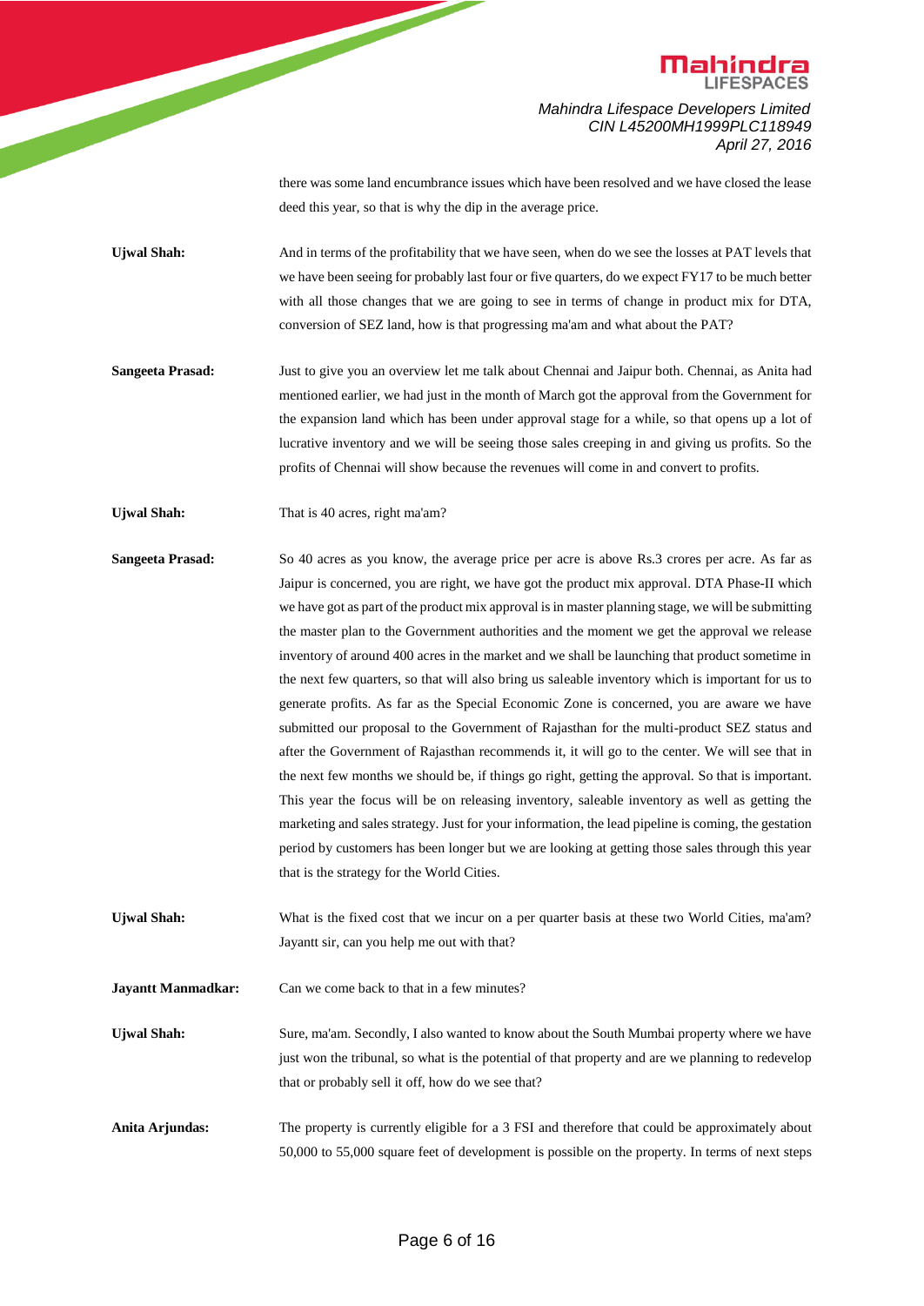there was some land encumbrance issues which have been resolved and we have closed the lease deed this year, so that is why the dip in the average price.

**Ujwal Shah:** And in terms of the profitability that we have seen, when do we see the losses at PAT levels that we have been seeing for probably last four or five quarters, do we expect FY17 to be much better with all those changes that we are going to see in terms of change in product mix for DTA, conversion of SEZ land, how is that progressing ma'am and what about the PAT?

**Sangeeta Prasad:** Just to give you an overview let me talk about Chennai and Jaipur both. Chennai, as Anita had mentioned earlier, we had just in the month of March got the approval from the Government for the expansion land which has been under approval stage for a while, so that opens up a lot of lucrative inventory and we will be seeing those sales creeping in and giving us profits. So the profits of Chennai will show because the revenues will come in and convert to profits.

**Ujwal Shah:** That is 40 acres, right ma'am?

**Sangeeta Prasad:** So 40 acres as you know, the average price per acre is above Rs.3 crores per acre. As far as Jaipur is concerned, you are right, we have got the product mix approval. DTA Phase-II which we have got as part of the product mix approval is in master planning stage, we will be submitting the master plan to the Government authorities and the moment we get the approval we release inventory of around 400 acres in the market and we shall be launching that product sometime in the next few quarters, so that will also bring us saleable inventory which is important for us to generate profits. As far as the Special Economic Zone is concerned, you are aware we have submitted our proposal to the Government of Rajasthan for the multi-product SEZ status and after the Government of Rajasthan recommends it, it will go to the center. We will see that in the next few months we should be, if things go right, getting the approval. So that is important. This year the focus will be on releasing inventory, saleable inventory as well as getting the marketing and sales strategy. Just for your information, the lead pipeline is coming, the gestation period by customers has been longer but we are looking at getting those sales through this year that is the strategy for the World Cities.

**Ujwal Shah:** What is the fixed cost that we incur on a per quarter basis at these two World Cities, ma'am? Jayantt sir, can you help me out with that?

**Jayantt Manmadkar:** Can we come back to that in a few minutes?

**Ujwal Shah:** Sure, ma'am. Secondly, I also wanted to know about the South Mumbai property where we have just won the tribunal, so what is the potential of that property and are we planning to redevelop that or probably sell it off, how do we see that?

**Anita Arjundas:** The property is currently eligible for a 3 FSI and therefore that could be approximately about 50,000 to 55,000 square feet of development is possible on the property. In terms of next steps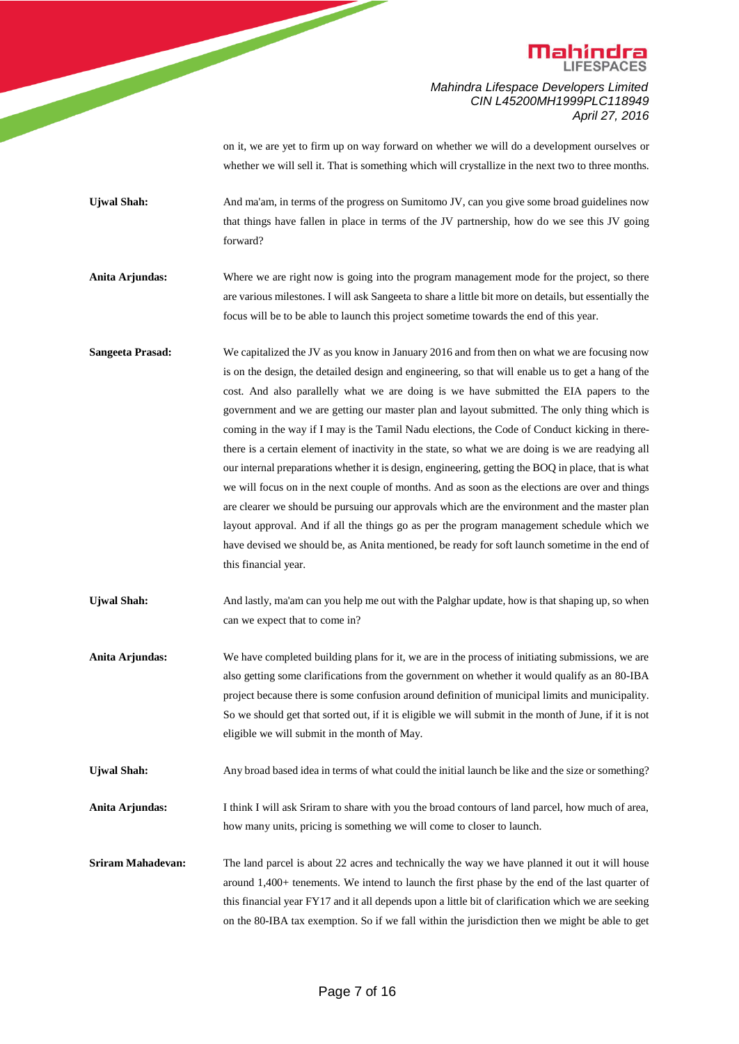on it, we are yet to firm up on way forward on whether we will do a development ourselves or whether we will sell it. That is something which will crystallize in the next two to three months.

**Ujwal Shah:** And ma'am, in terms of the progress on Sumitomo JV, can you give some broad guidelines now that things have fallen in place in terms of the JV partnership, how do we see this JV going forward?

**Anita Arjundas:** Where we are right now is going into the program management mode for the project, so there are various milestones. I will ask Sangeeta to share a little bit more on details, but essentially the focus will be to be able to launch this project sometime towards the end of this year.

**Sangeeta Prasad:** We capitalized the JV as you know in January 2016 and from then on what we are focusing now is on the design, the detailed design and engineering, so that will enable us to get a hang of the cost. And also parallelly what we are doing is we have submitted the EIA papers to the government and we are getting our master plan and layout submitted. The only thing which is coming in the way if I may is the Tamil Nadu elections, the Code of Conduct kicking in there-there is a certain element of inactivity in the state, so what we are doing is we are readying all our internal preparations whether it is design, engineering, getting the BOQ in place, that is what we will focus on in the next couple of months. And as soon as the elections are over and things are clearer we should be pursuing our approvals which are the environment and the master plan layout approval. And if all the things go as per the program management schedule which we have devised we should be, as Anita mentioned, be ready for soft launch sometime in the end of this financial year.

**Ujwal Shah:** And lastly, ma'am can you help me out with the Palghar update, how is that shaping up, so when can we expect that to come in?

**Anita Arjundas:** We have completed building plans for it, we are in the process of initiating submissions, we are also getting some clarifications from the government on whether it would qualify as an 80-IBA project because there is some confusion around definition of municipal limits and municipality. So we should get that sorted out, if it is eligible we will submit in the month of June, if it is not eligible we will submit in the month of May.

**Ujwal Shah:** Any broad based idea in terms of what could the initial launch be like and the size or something?

**Anita Arjundas:** I think I will ask Sriram to share with you the broad contours of land parcel, how much of area, how many units, pricing is something we will come to closer to launch.

**Sriram Mahadevan:** The land parcel is about 22 acres and technically the way we have planned it out it will house around 1,400+ tenements. We intend to launch the first phase by the end of the last quarter of this financial year FY17 and it all depends upon a little bit of clarification which we are seeking on the 80-IBA tax exemption. So if we fall within the jurisdiction then we might be able to get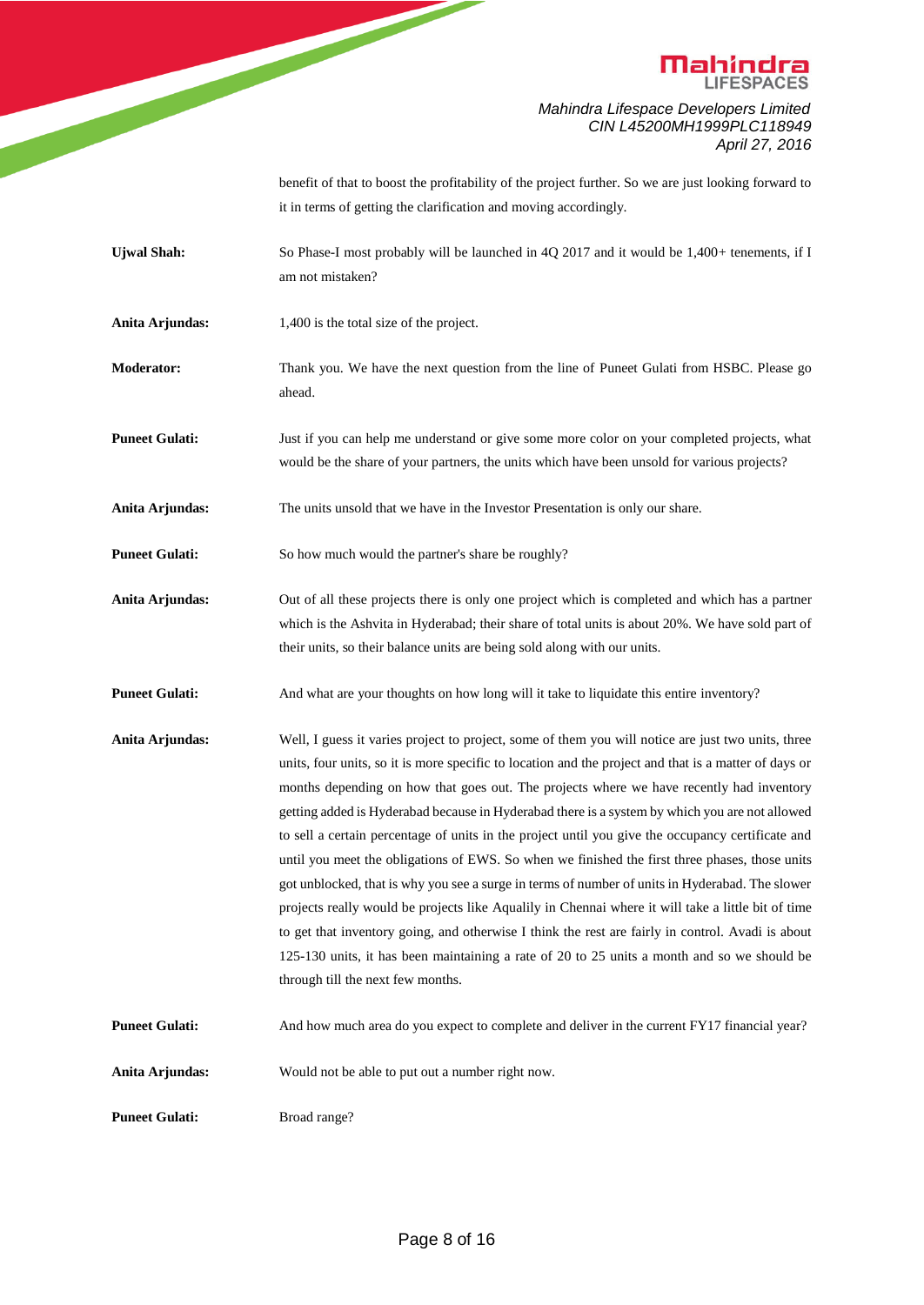benefit of that to boost the profitability of the project further. So we are just looking forward to it in terms of getting the clarification and moving accordingly.

**Ujwal Shah:** So Phase-I most probably will be launched in 4Q 2017 and it would be 1,400+ tenements, if I am not mistaken?

**Anita Arjundas:** 1,400 is the total size of the project.

**Moderator:** Thank you. We have the next question from the line of Puneet Gulati from HSBC. Please go ahead.

**Puneet Gulati:** Just if you can help me understand or give some more color on your completed projects, what would be the share of your partners, the units which have been unsold for various projects?

**Anita Arjundas:** The units unsold that we have in the Investor Presentation is only our share.

**Puneet Gulati:** So how much would the partner's share be roughly?

**Anita Arjundas:** Out of all these projects there is only one project which is completed and which has a partner which is the Ashvita in Hyderabad; their share of total units is about 20%. We have sold part of their units, so their balance units are being sold along with our units.

**Puneet Gulati:** And what are your thoughts on how long will it take to liquidate this entire inventory?

**Anita Arjundas:** Well, I guess it varies project to project, some of them you will notice are just two units, three units, four units, so it is more specific to location and the project and that is a matter of days or months depending on how that goes out. The projects where we have recently had inventory getting added is Hyderabad because in Hyderabad there is a system by which you are not allowed to sell a certain percentage of units in the project until you give the occupancy certificate and until you meet the obligations of EWS. So when we finished the first three phases, those units got unblocked, that is why you see a surge in terms of number of units in Hyderabad. The slower projects really would be projects like Aqualily in Chennai where it will take a little bit of time to get that inventory going, and otherwise I think the rest are fairly in control. Avadi is about 125-130 units, it has been maintaining a rate of 20 to 25 units a month and so we should be through till the next few months.

**Puneet Gulati:** And how much area do you expect to complete and deliver in the current FY17 financial year?

**Anita Arjundas:** Would not be able to put out a number right now.

**Puneet Gulati:** Broad range?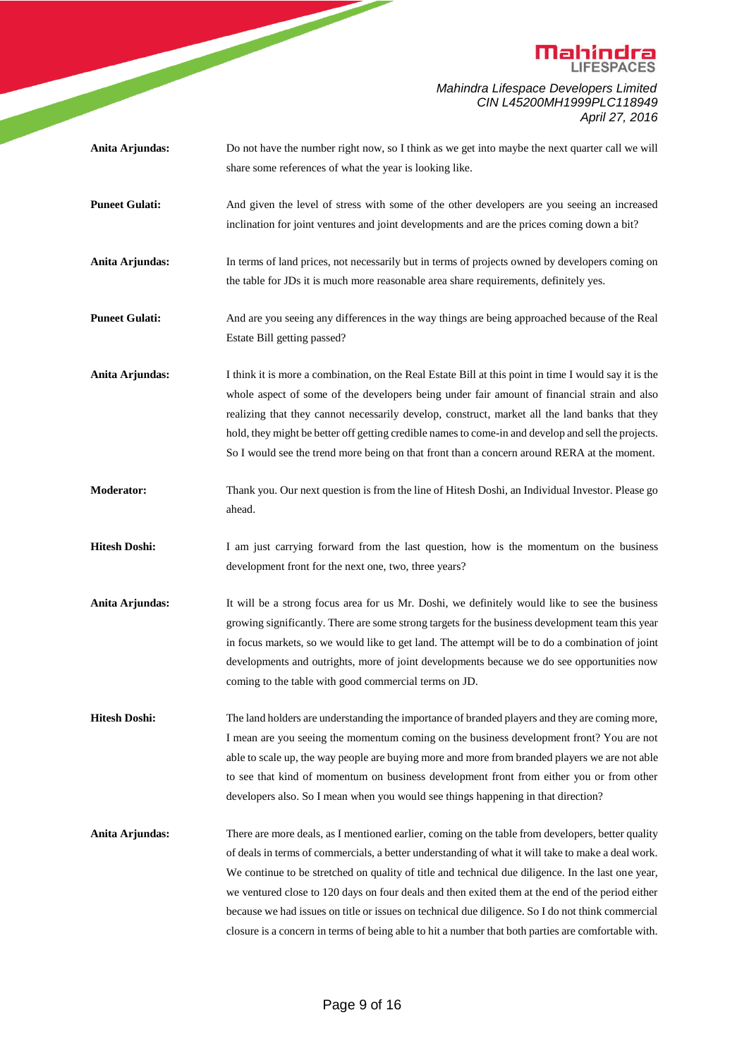**Anita Arjundas:** Do not have the number right now, so I think as we get into maybe the next quarter call we will share some references of what the year is looking like.

**Puneet Gulati:** And given the level of stress with some of the other developers are you seeing an increased inclination for joint ventures and joint developments and are the prices coming down a bit?

**Anita Arjundas:** In terms of land prices, not necessarily but in terms of projects owned by developers coming on the table for JDs it is much more reasonable area share requirements, definitely yes.

**Puneet Gulati:** And are you seeing any differences in the way things are being approached because of the Real Estate Bill getting passed?

**Anita Arjundas:** I think it is more a combination, on the Real Estate Bill at this point in time I would say it is the whole aspect of some of the developers being under fair amount of financial strain and also realizing that they cannot necessarily develop, construct, market all the land banks that they hold, they might be better off getting credible names to come-in and develop and sell the projects. So I would see the trend more being on that front than a concern around RERA at the moment.

**Moderator:** Thank you. Our next question is from the line of Hitesh Doshi, an Individual Investor. Please go ahead.

**Hitesh Doshi:** I am just carrying forward from the last question, how is the momentum on the business development front for the next one, two, three years?

**Anita Arjundas:** It will be a strong focus area for us Mr. Doshi, we definitely would like to see the business growing significantly. There are some strong targets for the business development team this year in focus markets, so we would like to get land. The attempt will be to do a combination of joint developments and outrights, more of joint developments because we do see opportunities now coming to the table with good commercial terms on JD.

**Hitesh Doshi:** The land holders are understanding the importance of branded players and they are coming more, I mean are you seeing the momentum coming on the business development front? You are not able to scale up, the way people are buying more and more from branded players we are not able to see that kind of momentum on business development front from either you or from other developers also. So I mean when you would see things happening in that direction?

**Anita Arjundas:** There are more deals, as I mentioned earlier, coming on the table from developers, better quality of deals in terms of commercials, a better understanding of what it will take to make a deal work. We continue to be stretched on quality of title and technical due diligence. In the last one year, we ventured close to 120 days on four deals and then exited them at the end of the period either because we had issues on title or issues on technical due diligence. So I do not think commercial closure is a concern in terms of being able to hit a number that both parties are comfortable with.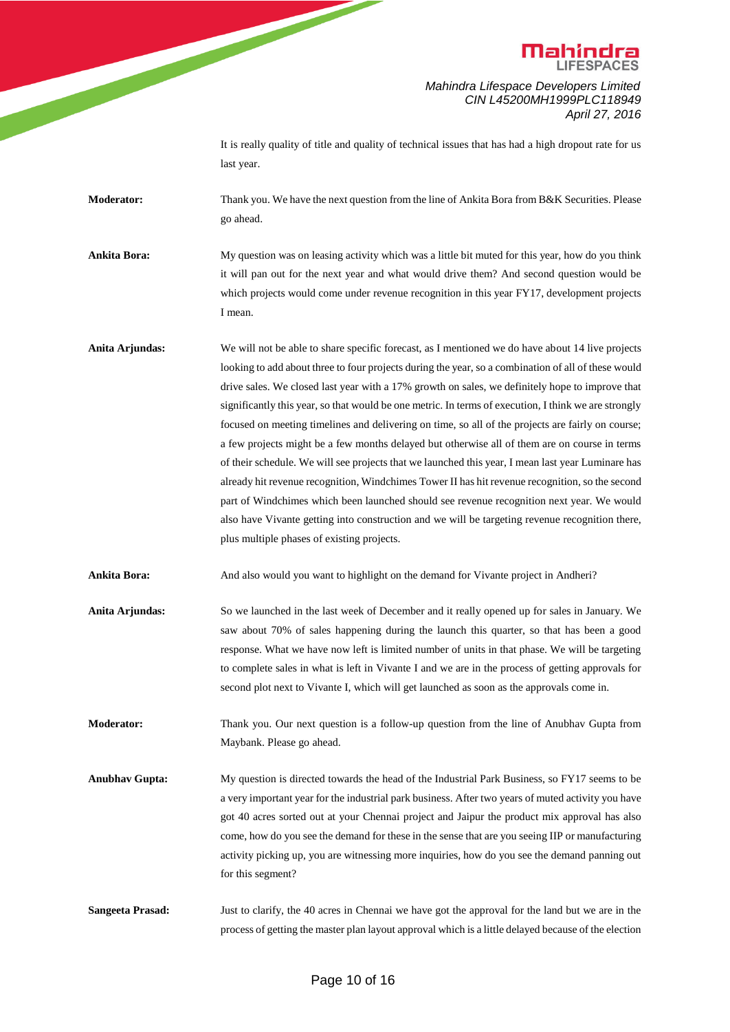It is really quality of title and quality of technical issues that has had a high dropout rate for us last year.

**Moderator:** Thank you. We have the next question from the line of Ankita Bora from B&K Securities. Please go ahead.

**Ankita Bora:** My question was on leasing activity which was a little bit muted for this year, how do you think it will pan out for the next year and what would drive them? And second question would be which projects would come under revenue recognition in this year FY17, development projects I mean.

**Anita Arjundas:** We will not be able to share specific forecast, as I mentioned we do have about 14 live projects looking to add about three to four projects during the year, so a combination of all of these would drive sales. We closed last year with a 17% growth on sales, we definitely hope to improve that significantly this year, so that would be one metric. In terms of execution, I think we are strongly focused on meeting timelines and delivering on time, so all of the projects are fairly on course; a few projects might be a few months delayed but otherwise all of them are on course in terms of their schedule. We will see projects that we launched this year, I mean last year Luminare has already hit revenue recognition, Windchimes Tower II has hit revenue recognition, so the second part of Windchimes which been launched should see revenue recognition next year. We would also have Vivante getting into construction and we will be targeting revenue recognition there, plus multiple phases of existing projects.

**Ankita Bora:** And also would you want to highlight on the demand for Vivante project in Andheri?

**Anita Arjundas:** So we launched in the last week of December and it really opened up for sales in January. We saw about 70% of sales happening during the launch this quarter, so that has been a good response. What we have now left is limited number of units in that phase. We will be targeting to complete sales in what is left in Vivante I and we are in the process of getting approvals for second plot next to Vivante I, which will get launched as soon as the approvals come in.

**Moderator:** Thank you. Our next question is a follow-up question from the line of Anubhav Gupta from Maybank. Please go ahead.

**Anubhav Gupta:** My question is directed towards the head of the Industrial Park Business, so FY17 seems to be a very important year for the industrial park business. After two years of muted activity you have got 40 acres sorted out at your Chennai project and Jaipur the product mix approval has also come, how do you see the demand for these in the sense that are you seeing IIP or manufacturing activity picking up, you are witnessing more inquiries, how do you see the demand panning out for this segment?

**Sangeeta Prasad:** Just to clarify, the 40 acres in Chennai we have got the approval for the land but we are in the process of getting the master plan layout approval which is a little delayed because of the election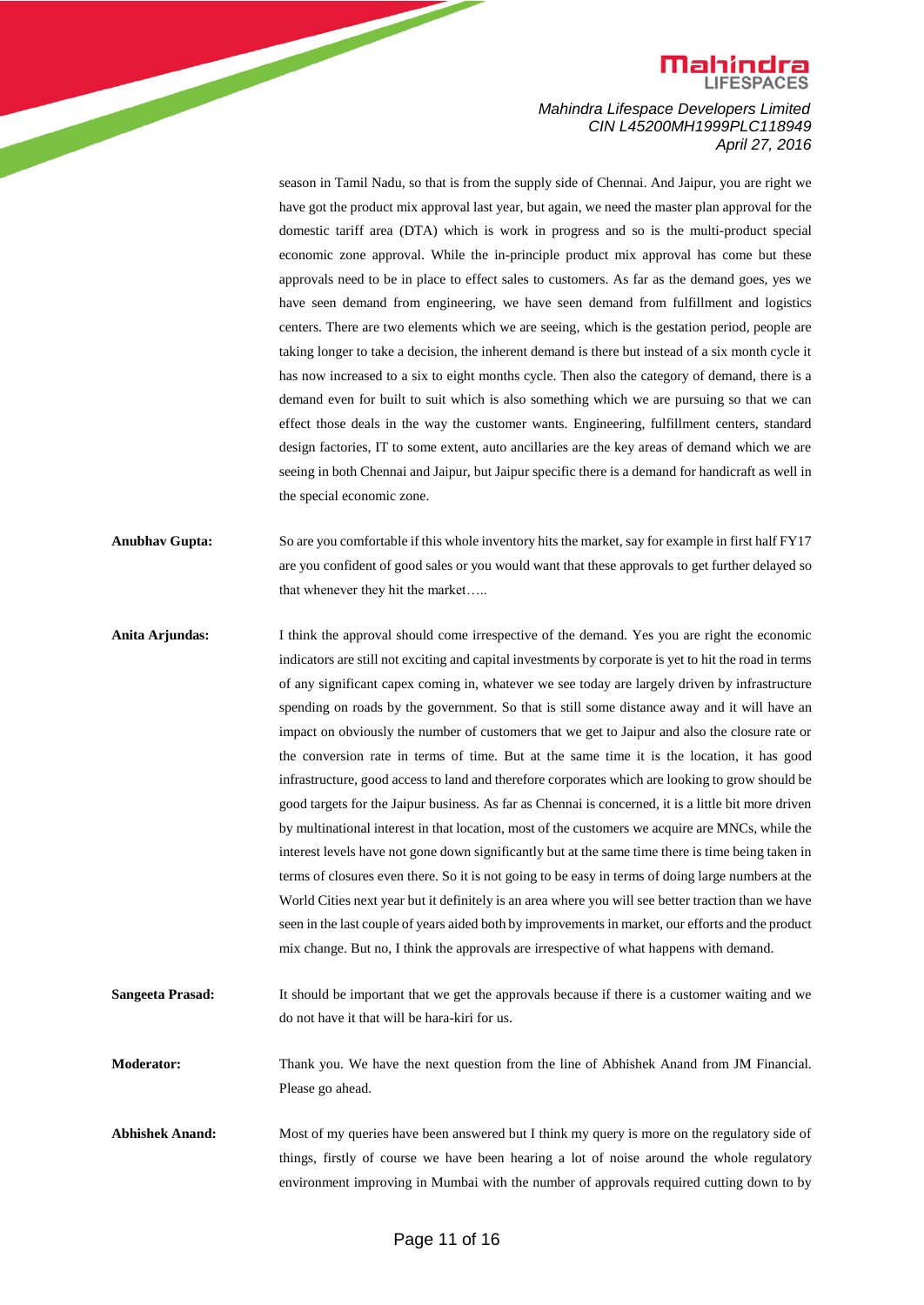season in Tamil Nadu, so that is from the supply side of Chennai. And Jaipur, you are right we have got the product mix approval last year, but again, we need the master plan approval for the domestic tariff area (DTA) which is work in progress and so is the multi-product special economic zone approval. While the in-principle product mix approval has come but these approvals need to be in place to effect sales to customers. As far as the demand goes, yes we have seen demand from engineering, we have seen demand from fulfillment and logistics centers. There are two elements which we are seeing, which is the gestation period, people are taking longer to take a decision, the inherent demand is there but instead of a six month cycle it has now increased to a six to eight months cycle. Then also the category of demand, there is a demand even for built to suit which is also something which we are pursuing so that we can effect those deals in the way the customer wants. Engineering, fulfillment centers, standard design factories, IT to some extent, auto ancillaries are the key areas of demand which we are seeing in both Chennai and Jaipur, but Jaipur specific there is a demand for handicraft as well in the special economic zone.

**Anubhav Gupta:** So are you comfortable if this whole inventory hits the market, say for example in first half FY17 are you confident of good sales or you would want that these approvals to get further delayed so that whenever they hit the market…..

**Anita Arjundas:** I think the approval should come irrespective of the demand. Yes you are right the economic indicators are still not exciting and capital investments by corporate is yet to hit the road in terms of any significant capex coming in, whatever we see today are largely driven by infrastructure spending on roads by the government. So that is still some distance away and it will have an impact on obviously the number of customers that we get to Jaipur and also the closure rate or the conversion rate in terms of time. But at the same time it is the location, it has good infrastructure, good access to land and therefore corporates which are looking to grow should be good targets for the Jaipur business. As far as Chennai is concerned, it is a little bit more driven by multinational interest in that location, most of the customers we acquire are MNCs, while the interest levels have not gone down significantly but at the same time there is time being taken in terms of closures even there. So it is not going to be easy in terms of doing large numbers at the World Cities next year but it definitely is an area where you will see better traction than we have seen in the last couple of years aided both by improvements in market, our efforts and the product mix change. But no, I think the approvals are irrespective of what happens with demand.

**Sangeeta Prasad:** It should be important that we get the approvals because if there is a customer waiting and we do not have it that will be hara-kiri for us.

**Moderator:** Thank you. We have the next question from the line of Abhishek Anand from JM Financial. Please go ahead.

**Abhishek Anand:** Most of my queries have been answered but I think my query is more on the regulatory side of things, firstly of course we have been hearing a lot of noise around the whole regulatory environment improving in Mumbai with the number of approvals required cutting down to by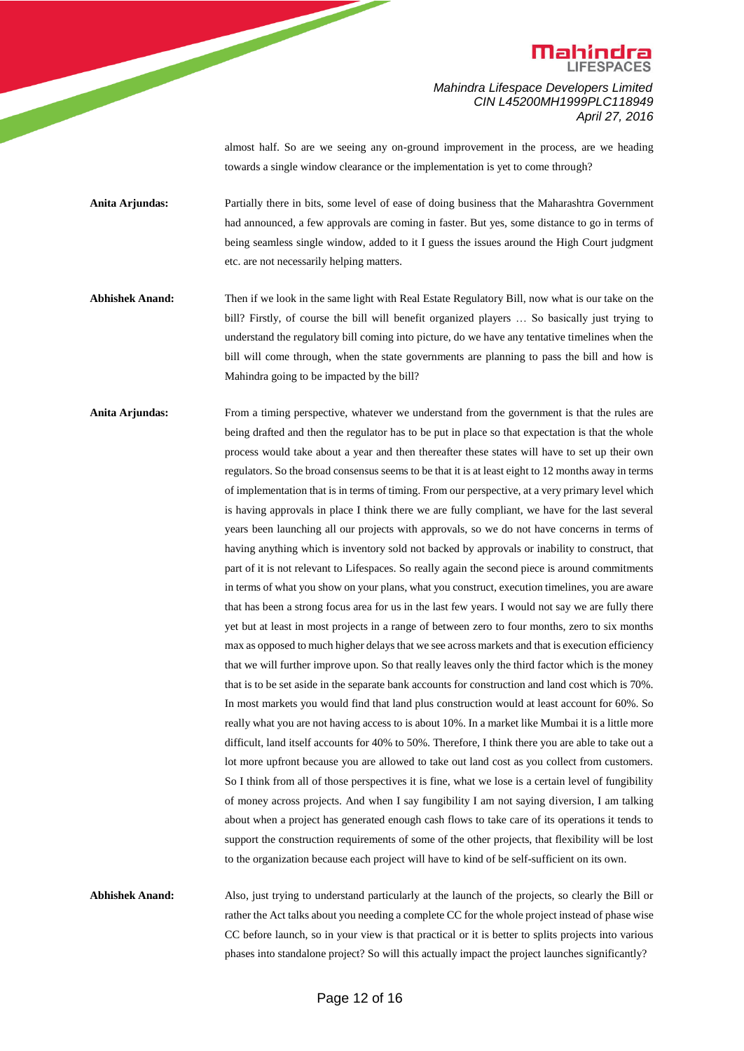almost half. So are we seeing any on-ground improvement in the process, are we heading towards a single window clearance or the implementation is yet to come through?

**Anita Arjundas:** Partially there in bits, some level of ease of doing business that the Maharashtra Government had announced, a few approvals are coming in faster. But yes, some distance to go in terms of being seamless single window, added to it I guess the issues around the High Court judgment etc. are not necessarily helping matters.

**Abhishek Anand:** Then if we look in the same light with Real Estate Regulatory Bill, now what is our take on the bill? Firstly, of course the bill will benefit organized players … So basically just trying to understand the regulatory bill coming into picture, do we have any tentative timelines when the bill will come through, when the state governments are planning to pass the bill and how is Mahindra going to be impacted by the bill?

**Anita Arjundas:** From a timing perspective, whatever we understand from the government is that the rules are being drafted and then the regulator has to be put in place so that expectation is that the whole process would take about a year and then thereafter these states will have to set up their own regulators. So the broad consensus seems to be that it is at least eight to 12 months away in terms of implementation that is in terms of timing. From our perspective, at a very primary level which is having approvals in place I think there we are fully compliant, we have for the last several years been launching all our projects with approvals, so we do not have concerns in terms of having anything which is inventory sold not backed by approvals or inability to construct, that part of it is not relevant to Lifespaces. So really again the second piece is around commitments in terms of what you show on your plans, what you construct, execution timelines, you are aware that has been a strong focus area for us in the last few years. I would not say we are fully there yet but at least in most projects in a range of between zero to four months, zero to six months max as opposed to much higher delays that we see across markets and that is execution efficiency that we will further improve upon. So that really leaves only the third factor which is the money that is to be set aside in the separate bank accounts for construction and land cost which is 70%. In most markets you would find that land plus construction would at least account for 60%. So really what you are not having access to is about 10%. In a market like Mumbai it is a little more difficult, land itself accounts for 40% to 50%. Therefore, I think there you are able to take out a lot more upfront because you are allowed to take out land cost as you collect from customers. So I think from all of those perspectives it is fine, what we lose is a certain level of fungibility of money across projects. And when I say fungibility I am not saying diversion, I am talking about when a project has generated enough cash flows to take care of its operations it tends to support the construction requirements of some of the other projects, that flexibility will be lost to the organization because each project will have to kind of be self-sufficient on its own.

**Abhishek Anand:** Also, just trying to understand particularly at the launch of the projects, so clearly the Bill or rather the Act talks about you needing a complete CC for the whole project instead of phase wise CC before launch, so in your view is that practical or it is better to splits projects into various phases into standalone project? So will this actually impact the project launches significantly?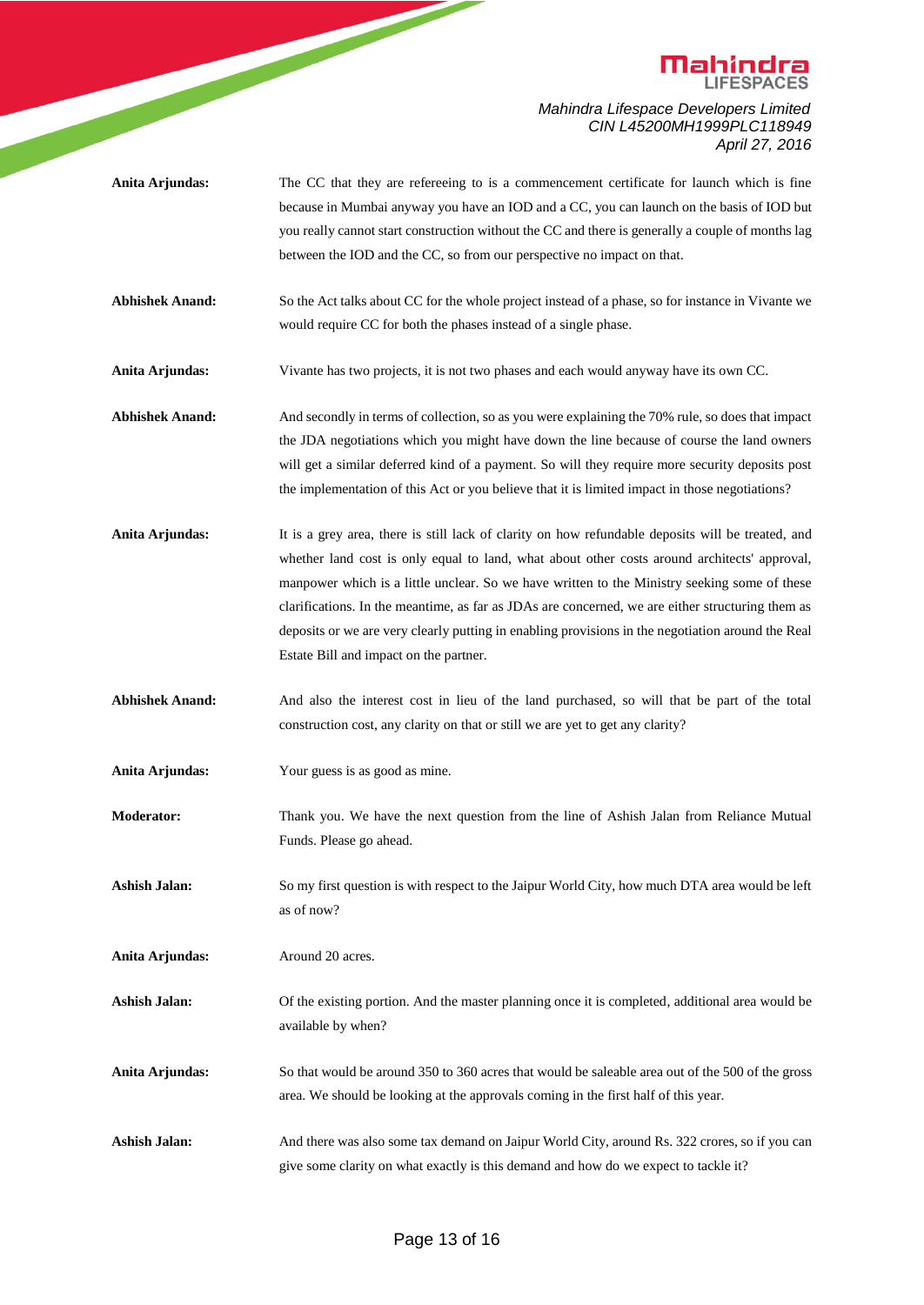**Anita Arjundas:** The CC that they are refereeing to is a commencement certificate for launch which is fine because in Mumbai anyway you have an IOD and a CC, you can launch on the basis of IOD but you really cannot start construction without the CC and there is generally a couple of months lag between the IOD and the CC, so from our perspective no impact on that.

**Abhishek Anand:** So the Act talks about CC for the whole project instead of a phase, so for instance in Vivante we would require CC for both the phases instead of a single phase.

**Anita Arjundas:** Vivante has two projects, it is not two phases and each would anyway have its own CC.

**Abhishek Anand:** And secondly in terms of collection, so as you were explaining the 70% rule, so does that impact the JDA negotiations which you might have down the line because of course the land owners will get a similar deferred kind of a payment. So will they require more security deposits post the implementation of this Act or you believe that it is limited impact in those negotiations?

**Anita Arjundas:** It is a grey area, there is still lack of clarity on how refundable deposits will be treated, and whether land cost is only equal to land, what about other costs around architects' approval, manpower which is a little unclear. So we have written to the Ministry seeking some of these clarifications. In the meantime, as far as JDAs are concerned, we are either structuring them as deposits or we are very clearly putting in enabling provisions in the negotiation around the Real Estate Bill and impact on the partner.

**Abhishek Anand:** And also the interest cost in lieu of the land purchased, so will that be part of the total construction cost, any clarity on that or still we are yet to get any clarity?

**Anita Arjundas:** Your guess is as good as mine.

**Moderator:** Thank you. We have the next question from the line of Ashish Jalan from Reliance Mutual Funds. Please go ahead.

**Ashish Jalan:** So my first question is with respect to the Jaipur World City, how much DTA area would be left as of now?

**Anita Arjundas:** Around 20 acres.

**Ashish Jalan:** Of the existing portion. And the master planning once it is completed, additional area would be available by when?

**Anita Arjundas:** So that would be around 350 to 360 acres that would be saleable area out of the 500 of the gross area. We should be looking at the approvals coming in the first half of this year.

**Ashish Jalan:** And there was also some tax demand on Jaipur World City, around Rs. 322 crores, so if you can give some clarity on what exactly is this demand and how do we expect to tackle it?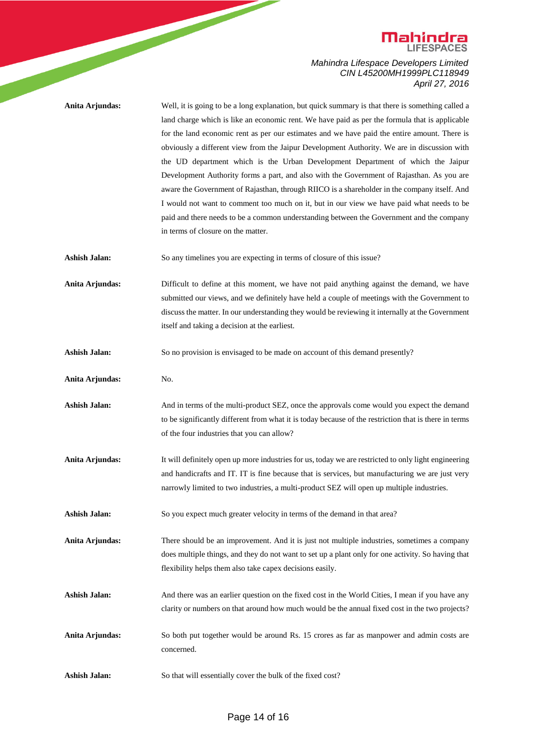**Anita Arjundas:** Well, it is going to be a long explanation, but quick summary is that there is something called a land charge which is like an economic rent. We have paid as per the formula that is applicable for the land economic rent as per our estimates and we have paid the entire amount. There is obviously a different view from the Jaipur Development Authority. We are in discussion with the UD department which is the Urban Development Department of which the Jaipur Development Authority forms a part, and also with the Government of Rajasthan. As you are aware the Government of Rajasthan, through RIICO is a shareholder in the company itself. And I would not want to comment too much on it, but in our view we have paid what needs to be paid and there needs to be a common understanding between the Government and the company in terms of closure on the matter.

**Ashish Jalan:** So any timelines you are expecting in terms of closure of this issue?

**Anita Arjundas:** Difficult to define at this moment, we have not paid anything against the demand, we have submitted our views, and we definitely have held a couple of meetings with the Government to discuss the matter. In our understanding they would be reviewing it internally at the Government itself and taking a decision at the earliest.

**Ashish Jalan:** So no provision is envisaged to be made on account of this demand presently?

**Anita Arjundas:** No.

**Ashish Jalan:** And in terms of the multi-product SEZ, once the approvals come would you expect the demand to be significantly different from what it is today because of the restriction that is there in terms of the four industries that you can allow?

**Anita Arjundas:** It will definitely open up more industries for us, today we are restricted to only light engineering and handicrafts and IT. IT is fine because that is services, but manufacturing we are just very narrowly limited to two industries, a multi-product SEZ will open up multiple industries.

**Ashish Jalan:** So you expect much greater velocity in terms of the demand in that area?

**Anita Arjundas:** There should be an improvement. And it is just not multiple industries, sometimes a company does multiple things, and they do not want to set up a plant only for one activity. So having that flexibility helps them also take capex decisions easily.

**Ashish Jalan:** And there was an earlier question on the fixed cost in the World Cities, I mean if you have any clarity or numbers on that around how much would be the annual fixed cost in the two projects?

**Anita Arjundas:** So both put together would be around Rs. 15 crores as far as manpower and admin costs are concerned.

**Ashish Jalan:** So that will essentially cover the bulk of the fixed cost?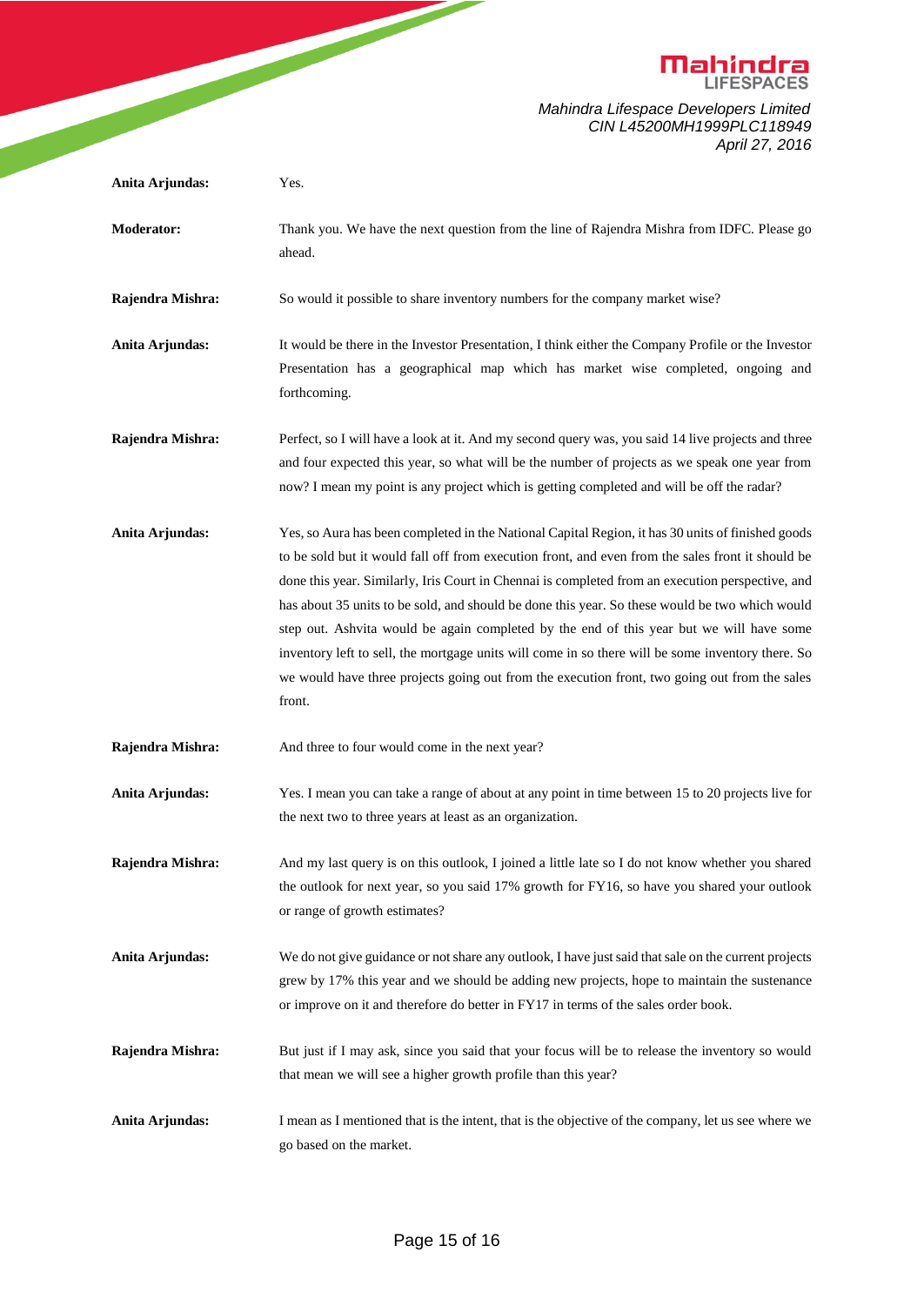**Anita Arjundas:** Yes.

**Moderator:** Thank you. We have the next question from the line of Rajendra Mishra from IDFC. Please go ahead.

**Rajendra Mishra:** So would it possible to share inventory numbers for the company market wise?

**Anita Arjundas:** It would be there in the Investor Presentation, I think either the Company Profile or the Investor Presentation has a geographical map which has market wise completed, ongoing and forthcoming.

**Rajendra Mishra:** Perfect, so I will have a look at it. And my second query was, you said 14 live projects and three and four expected this year, so what will be the number of projects as we speak one year from now? I mean my point is any project which is getting completed and will be off the radar?

**Anita Arjundas:** Yes, so Aura has been completed in the National Capital Region, it has 30 units of finished goods to be sold but it would fall off from execution front, and even from the sales front it should be done this year. Similarly, Iris Court in Chennai is completed from an execution perspective, and has about 35 units to be sold, and should be done this year. So these would be two which would step out. Ashvita would be again completed by the end of this year but we will have some inventory left to sell, the mortgage units will come in so there will be some inventory there. So we would have three projects going out from the execution front, two going out from the sales front.

**Rajendra Mishra:** And three to four would come in the next year?

**Anita Arjundas:** Yes. I mean you can take a range of about at any point in time between 15 to 20 projects live for the next two to three years at least as an organization.

**Rajendra Mishra:** And my last query is on this outlook, I joined a little late so I do not know whether you shared the outlook for next year, so you said 17% growth for FY16, so have you shared your outlook or range of growth estimates?

**Anita Arjundas:** We do not give guidance or not share any outlook, I have just said that sale on the current projects grew by 17% this year and we should be adding new projects, hope to maintain the sustenance or improve on it and therefore do better in FY17 in terms of the sales order book.

**Rajendra Mishra:** But just if I may ask, since you said that your focus will be to release the inventory so would that mean we will see a higher growth profile than this year?

**Anita Arjundas:** I mean as I mentioned that is the intent, that is the objective of the company, let us see where we go based on the market.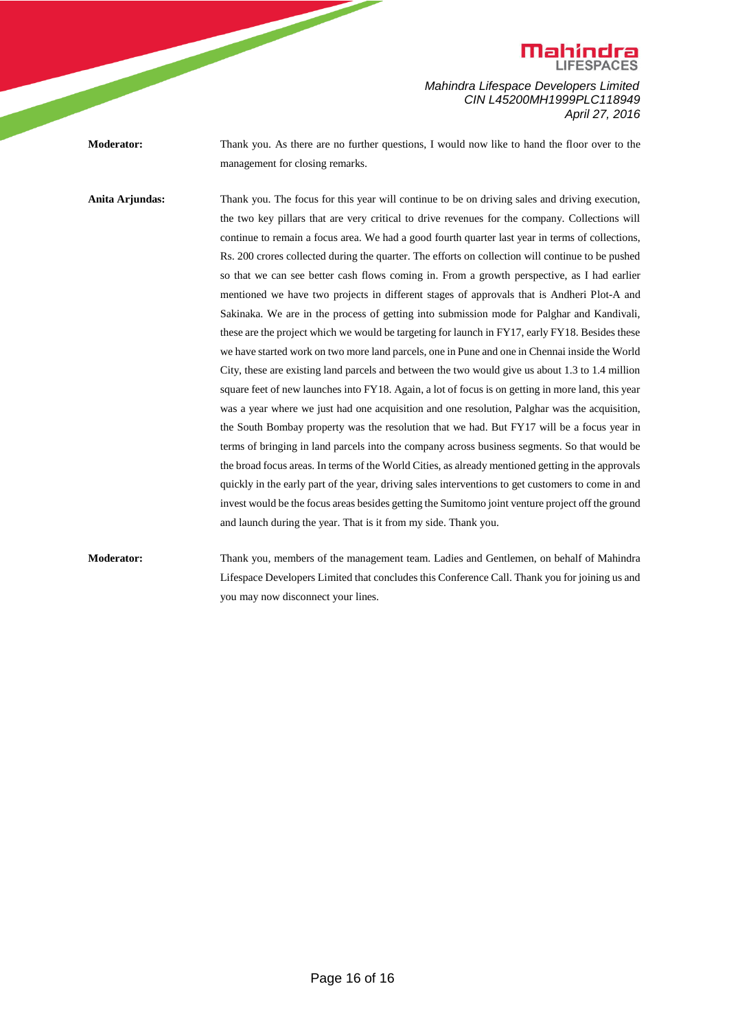**Moderator:** Thank you. As there are no further questions, I would now like to hand the floor over to the management for closing remarks.

**Anita Arjundas:** Thank you. The focus for this year will continue to be on driving sales and driving execution, the two key pillars that are very critical to drive revenues for the company. Collections will continue to remain a focus area. We had a good fourth quarter last year in terms of collections, Rs. 200 crores collected during the quarter. The efforts on collection will continue to be pushed so that we can see better cash flows coming in. From a growth perspective, as I had earlier mentioned we have two projects in different stages of approvals that is Andheri Plot-A and Sakinaka. We are in the process of getting into submission mode for Palghar and Kandivali, these are the project which we would be targeting for launch in FY17, early FY18. Besides these we have started work on two more land parcels, one in Pune and one in Chennai inside the World City, these are existing land parcels and between the two would give us about 1.3 to 1.4 million square feet of new launches into FY18. Again, a lot of focus is on getting in more land, this year was a year where we just had one acquisition and one resolution, Palghar was the acquisition, the South Bombay property was the resolution that we had. But FY17 will be a focus year in terms of bringing in land parcels into the company across business segments. So that would be the broad focus areas. In terms of the World Cities, as already mentioned getting in the approvals quickly in the early part of the year, driving sales interventions to get customers to come in and invest would be the focus areas besides getting the Sumitomo joint venture project off the ground and launch during the year. That is it from my side. Thank you.

**Moderator:** Thank you, members of the management team. Ladies and Gentlemen, on behalf of Mahindra Lifespace Developers Limited that concludes this Conference Call. Thank you for joining us and you may now disconnect your lines.